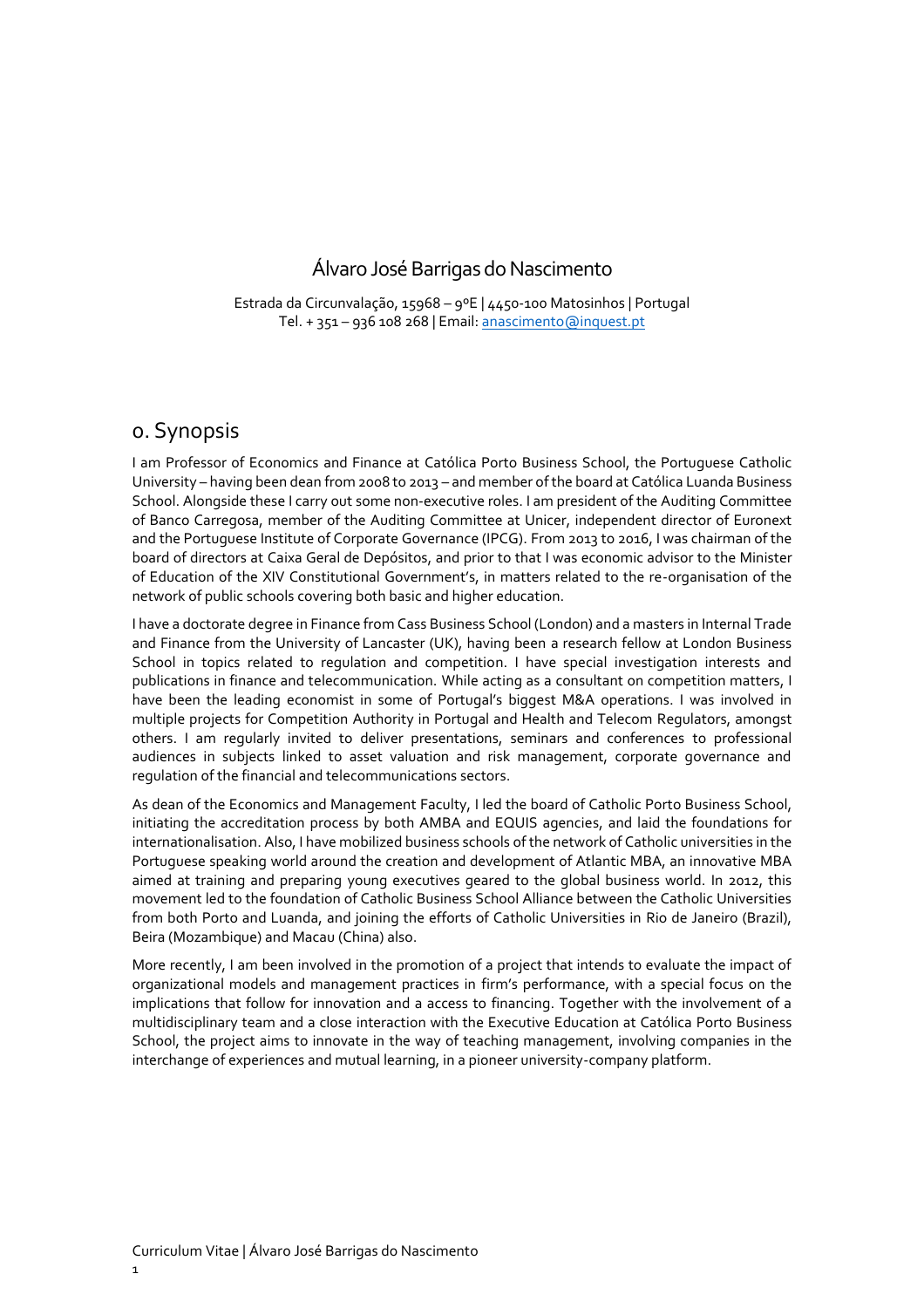# Álvaro José Barrigas do Nascimento

Estrada da Circunvalação, 15968 – 9ºE | 4450-100 Matosinhos | Portugal
Tel. + 351 – 936 108 268 | Email: anascimento@inquest.pt

## 0. Synopsis

I am Professor of Economics and Finance at Católica Porto Business School, the Portuguese Catholic University – having been dean from 2008 to 2013 – and member of the board at Católica Luanda Business School. Alongside these I carry out some non-executive roles. I am president of the Auditing Committee of Banco Carregosa, member of the Auditing Committee at Unicer, independent director of Euronext and the Portuguese Institute of Corporate Governance (IPCG). From 2013 to 2016, I was chairman of the board of directors at Caixa Geral de Depósitos, and prior to that I was economic advisor to the Minister of Education of the XIV Constitutional Government's, in matters related to the re-organisation of the network of public schools covering both basic and higher education.

I have a doctorate degree in Finance from Cass Business School (London) and a masters in Internal Trade and Finance from the University of Lancaster (UK), having been a research fellow at London Business School in topics related to regulation and competition. I have special investigation interests and publications in finance and telecommunication. While acting as a consultant on competition matters, I have been the leading economist in some of Portugal's biggest M&A operations. I was involved in multiple projects for Competition Authority in Portugal and Health and Telecom Regulators, amongst others. I am regularly invited to deliver presentations, seminars and conferences to professional audiences in subjects linked to asset valuation and risk management, corporate governance and regulation of the financial and telecommunications sectors.

As dean of the Economics and Management Faculty, I led the board of Catholic Porto Business School, initiating the accreditation process by both AMBA and EQUIS agencies, and laid the foundations for internationalisation. Also, I have mobilized business schools of the network of Catholic universities in the Portuguese speaking world around the creation and development of Atlantic MBA, an innovative MBA aimed at training and preparing young executives geared to the global business world. In 2012, this movement led to the foundation of Catholic Business School Alliance between the Catholic Universities from both Porto and Luanda, and joining the efforts of Catholic Universities in Rio de Janeiro (Brazil), Beira (Mozambique) and Macau (China) also.

More recently, I am been involved in the promotion of a project that intends to evaluate the impact of organizational models and management practices in firm's performance, with a special focus on the implications that follow for innovation and a access to financing. Together with the involvement of a multidisciplinary team and a close interaction with the Executive Education at Católica Porto Business School, the project aims to innovate in the way of teaching management, involving companies in the interchange of experiences and mutual learning, in a pioneer university-company platform.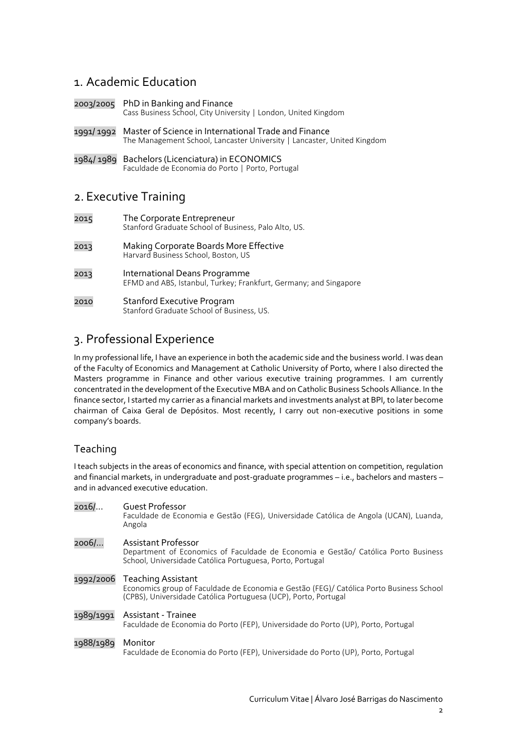## 1. Academic Education

**2003/2005** PhD in Banking and Finance
Cass Business School, City University | London, United Kingdom

**1991/ 1992** Master of Science in International Trade and Finance
The Management School, Lancaster University | Lancaster, United Kingdom

**1984/ 1989** Bachelors (Licenciatura) in ECONOMICS
Faculdade de Economia do Porto | Porto, Portugal

## 2. Executive Training

**2015** The Corporate Entrepreneur
Stanford Graduate School of Business, Palo Alto, US.

**2013** Making Corporate Boards More Effective
Harvard Business School, Boston, US

**2013** International Deans Programme
EFMD and ABS, Istanbul, Turkey; Frankfurt, Germany; and Singapore

**2010** Stanford Executive Program
Stanford Graduate School of Business, US.

## 3. Professional Experience

In my professional life, I have an experience in both the academic side and the business world. I was dean of the Faculty of Economics and Management at Catholic University of Porto, where I also directed the Masters programme in Finance and other various executive training programmes. I am currently concentrated in the development of the Executive MBA and on Catholic Business Schools Alliance. In the finance sector, I started my carrier as a financial markets and investments analyst at BPI, to later become chairman of Caixa Geral de Depósitos. Most recently, I carry out non-executive positions in some company's boards.

### Teaching

I teach subjects in the areas of economics and finance, with special attention on competition, regulation and financial markets, in undergraduate and post-graduate programmes – i.e., bachelors and masters – and in advanced executive education.

**2016/...** Guest Professor
Faculdade de Economia e Gestão (FEG), Universidade Católica de Angola (UCAN), Luanda, Angola

**2006/...** Assistant Professor
Department of Economics of Faculdade de Economia e Gestão/ Católica Porto Business School, Universidade Católica Portuguesa, Porto, Portugal

**1992/2006** Teaching Assistant
Economics group of Faculdade de Economia e Gestão (FEG)/ Católica Porto Business School (CPBS), Universidade Católica Portuguesa (UCP), Porto, Portugal

**1989/1991** Assistant - Trainee
Faculdade de Economia do Porto (FEP), Universidade do Porto (UP), Porto, Portugal

**1988/1989** Monitor
Faculdade de Economia do Porto (FEP), Universidade do Porto (UP), Porto, Portugal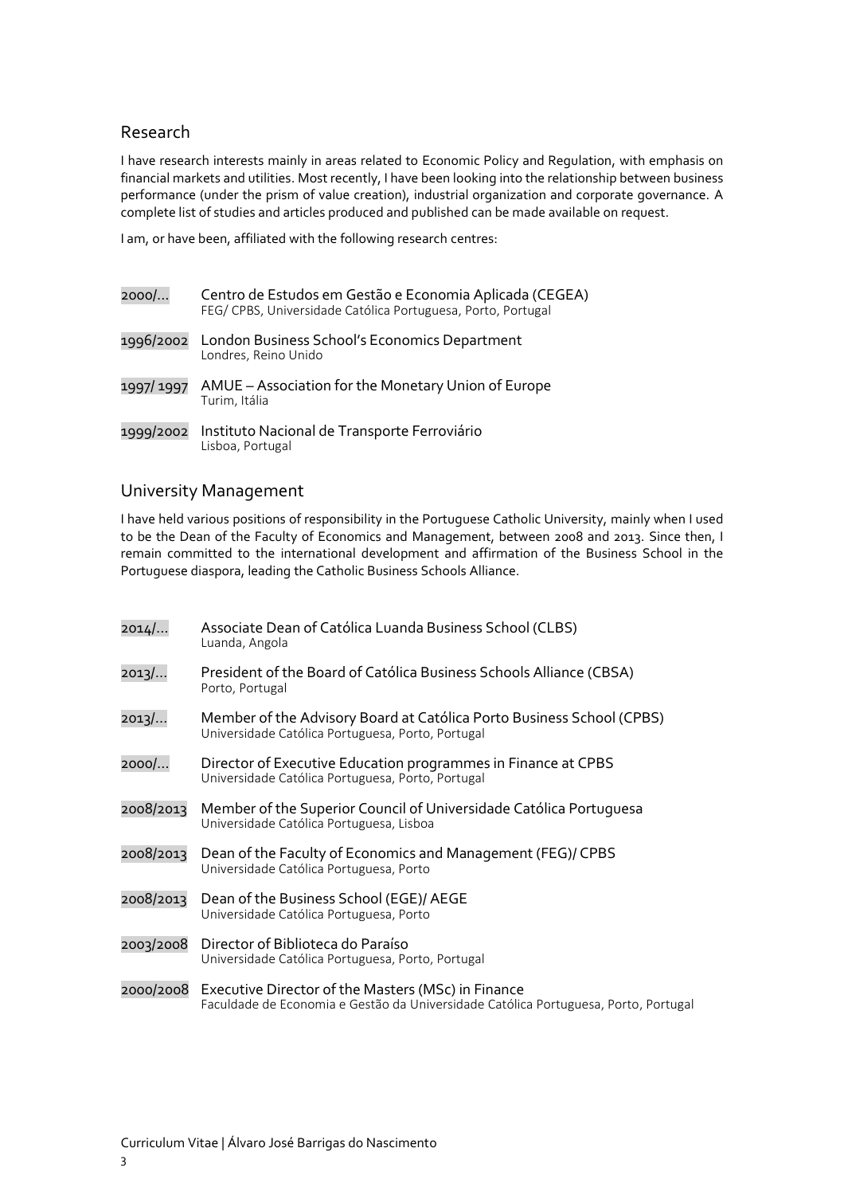## Research

I have research interests mainly in areas related to Economic Policy and Regulation, with emphasis on financial markets and utilities. Most recently, I have been looking into the relationship between business performance (under the prism of value creation), industrial organization and corporate governance. A complete list of studies and articles produced and published can be made available on request.

I am, or have been, affiliated with the following research centres:

- **2000/…** Centro de Estudos em Gestão e Economia Aplicada (CEGEA)
  FEG/ CPBS, Universidade Católica Portuguesa, Porto, Portugal
- **1996/2002** London Business School's Economics Department
  Londres, Reino Unido
- **1997/ 1997** AMUE – Association for the Monetary Union of Europe
  Turim, Itália
- **1999/2002** Instituto Nacional de Transporte Ferroviário
  Lisboa, Portugal

## University Management

I have held various positions of responsibility in the Portuguese Catholic University, mainly when I used to be the Dean of the Faculty of Economics and Management, between 2008 and 2013. Since then, I remain committed to the international development and affirmation of the Business School in the Portuguese diaspora, leading the Catholic Business Schools Alliance.

- **2014/…** Associate Dean of Católica Luanda Business School (CLBS)
  Luanda, Angola
- **2013/…** President of the Board of Católica Business Schools Alliance (CBSA)
  Porto, Portugal
- **2013/…** Member of the Advisory Board at Católica Porto Business School (CPBS)
  Universidade Católica Portuguesa, Porto, Portugal
- **2000/…** Director of Executive Education programmes in Finance at CPBS
  Universidade Católica Portuguesa, Porto, Portugal
- **2008/2013** Member of the Superior Council of Universidade Católica Portuguesa
  Universidade Católica Portuguesa, Lisboa
- **2008/2013** Dean of the Faculty of Economics and Management (FEG)/ CPBS
  Universidade Católica Portuguesa, Porto
- **2008/2013** Dean of the Business School (EGE)/ AEGE
  Universidade Católica Portuguesa, Porto
- **2003/2008** Director of Biblioteca do Paraíso
  Universidade Católica Portuguesa, Porto, Portugal
- **2000/2008** Executive Director of the Masters (MSc) in Finance
  Faculdade de Economia e Gestão da Universidade Católica Portuguesa, Porto, Portugal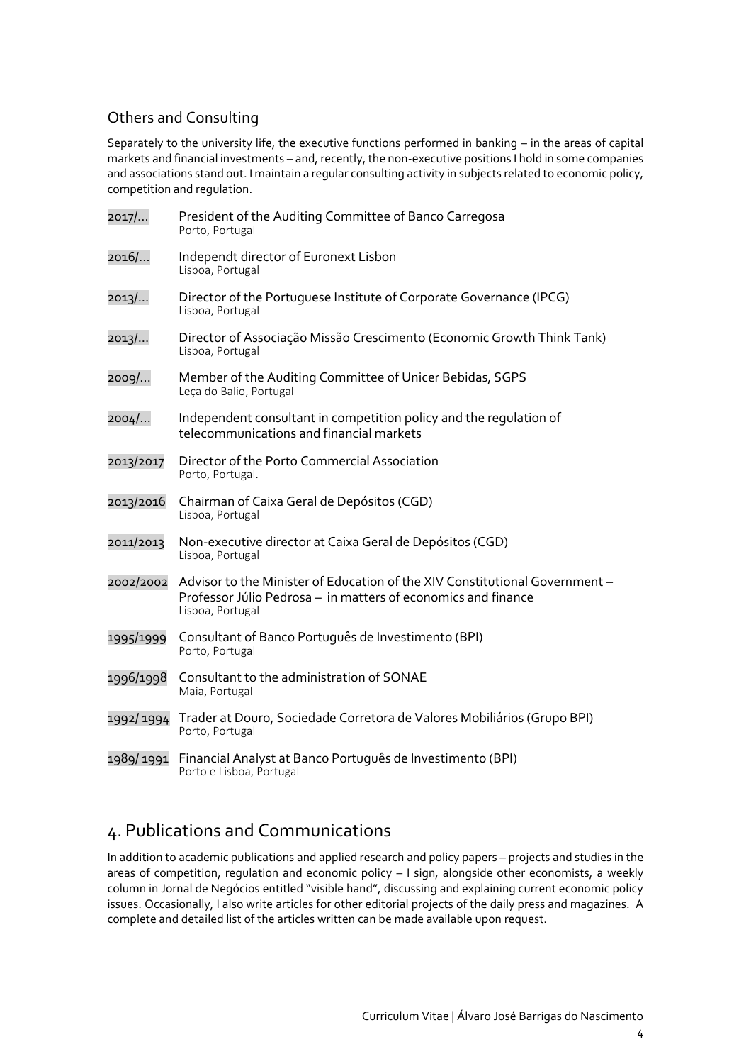## Others and Consulting

Separately to the university life, the executive functions performed in banking – in the areas of capital markets and financial investments – and, recently, the non-executive positions I hold in some companies and associations stand out. I maintain a regular consulting activity in subjects related to economic policy, competition and regulation.

2017/… President of the Auditing Committee of Banco Carregosa
Porto, Portugal

2016/… Independt director of Euronext Lisbon
Lisboa, Portugal

2013/… Director of the Portuguese Institute of Corporate Governance (IPCG)
Lisboa, Portugal

2013/… Director of Associação Missão Crescimento (Economic Growth Think Tank)
Lisboa, Portugal

2009/… Member of the Auditing Committee of Unicer Bebidas, SGPS
Leça do Balio, Portugal

2004/… Independent consultant in competition policy and the regulation of telecommunications and financial markets

2013/2017 Director of the Porto Commercial Association
Porto, Portugal.

2013/2016 Chairman of Caixa Geral de Depósitos (CGD)
Lisboa, Portugal

2011/2013 Non-executive director at Caixa Geral de Depósitos (CGD)
Lisboa, Portugal

2002/2002 Advisor to the Minister of Education of the XIV Constitutional Government – Professor Júlio Pedrosa – in matters of economics and finance
Lisboa, Portugal

1995/1999 Consultant of Banco Português de Investimento (BPI)
Porto, Portugal

1996/1998 Consultant to the administration of SONAE
Maia, Portugal

1992/ 1994 Trader at Douro, Sociedade Corretora de Valores Mobiliários (Grupo BPI)
Porto, Portugal

1989/ 1991 Financial Analyst at Banco Português de Investimento (BPI)
Porto e Lisboa, Portugal

# 4. Publications and Communications

In addition to academic publications and applied research and policy papers – projects and studies in the areas of competition, regulation and economic policy – I sign, alongside other economists, a weekly column in Jornal de Negócios entitled "visible hand", discussing and explaining current economic policy issues. Occasionally, I also write articles for other editorial projects of the daily press and magazines. A complete and detailed list of the articles written can be made available upon request.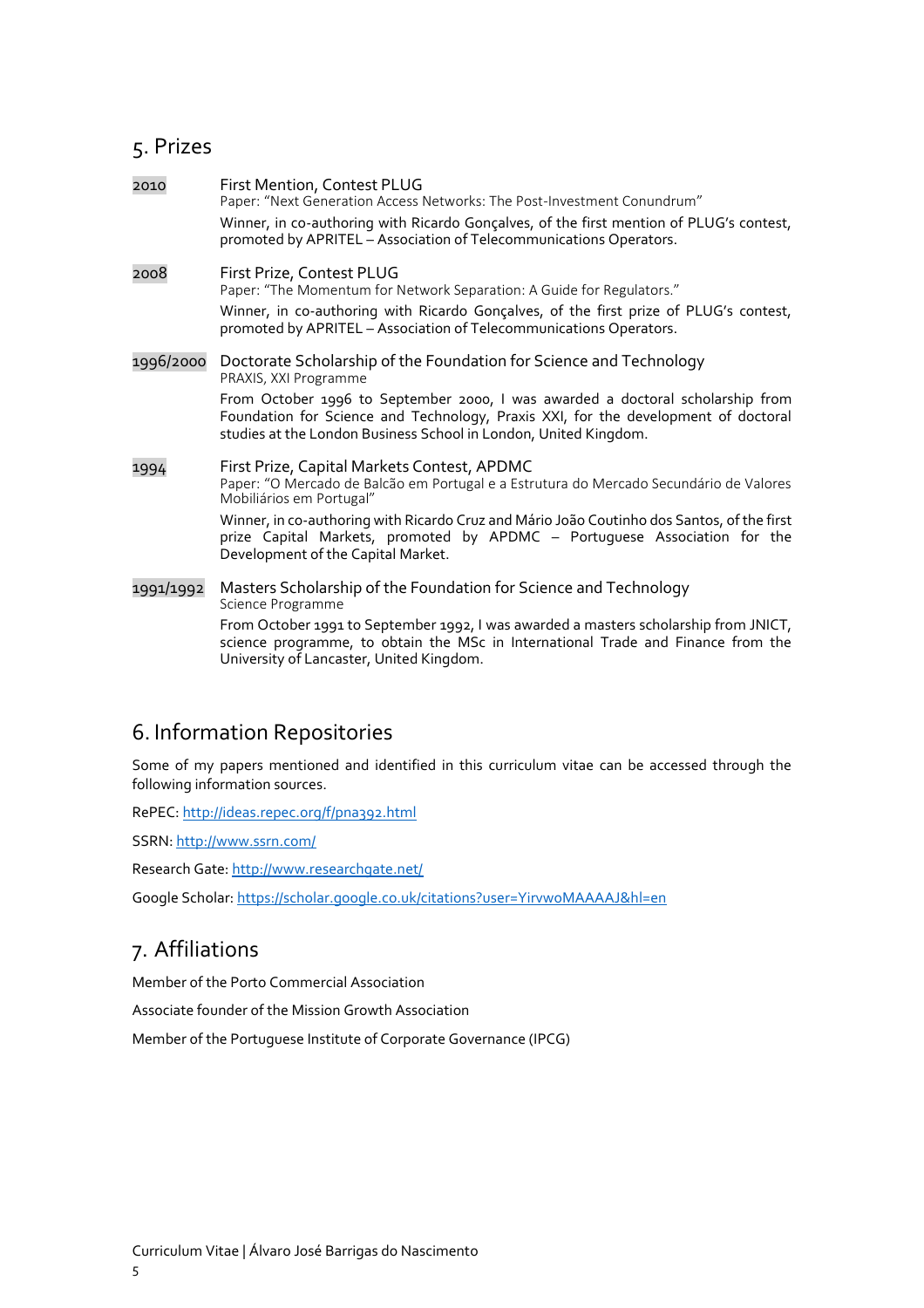## 5. Prizes

**2010** — First Mention, Contest PLUG

Paper: "Next Generation Access Networks: The Post-Investment Conundrum"

Winner, in co-authoring with Ricardo Gonçalves, of the first mention of PLUG's contest, promoted by APRITEL – Association of Telecommunications Operators.

**2008** — First Prize, Contest PLUG

Paper: "The Momentum for Network Separation: A Guide for Regulators."

Winner, in co-authoring with Ricardo Gonçalves, of the first prize of PLUG's contest, promoted by APRITEL – Association of Telecommunications Operators.

**1996/2000** — Doctorate Scholarship of the Foundation for Science and Technology

PRAXIS, XXI Programme

From October 1996 to September 2000, I was awarded a doctoral scholarship from Foundation for Science and Technology, Praxis XXI, for the development of doctoral studies at the London Business School in London, United Kingdom.

**1994** — First Prize, Capital Markets Contest, APDMC

Paper: "O Mercado de Balcão em Portugal e a Estrutura do Mercado Secundário de Valores Mobiliários em Portugal"

Winner, in co-authoring with Ricardo Cruz and Mário João Coutinho dos Santos, of the first prize Capital Markets, promoted by APDMC – Portuguese Association for the Development of the Capital Market.

**1991/1992** — Masters Scholarship of the Foundation for Science and Technology

Science Programme

From October 1991 to September 1992, I was awarded a masters scholarship from JNICT, science programme, to obtain the MSc in International Trade and Finance from the University of Lancaster, United Kingdom.

## 6. Information Repositories

Some of my papers mentioned and identified in this curriculum vitae can be accessed through the following information sources.

RePEC: http://ideas.repec.org/f/pna392.html

SSRN: http://www.ssrn.com/

Research Gate: http://www.researchgate.net/

Google Scholar: https://scholar.google.co.uk/citations?user=YirvwoMAAAAJ&hl=en

## 7. Affiliations

Member of the Porto Commercial Association

Associate founder of the Mission Growth Association

Member of the Portuguese Institute of Corporate Governance (IPCG)